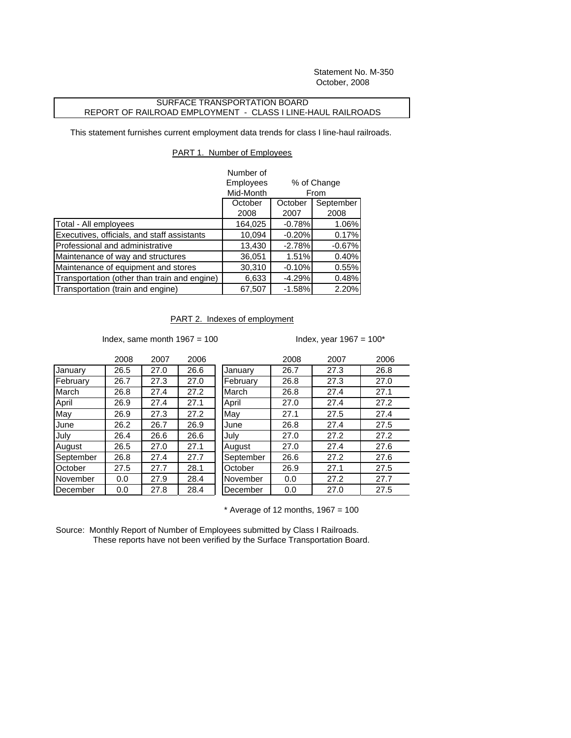Statement No. M-350
October, 2008

SURFACE TRANSPORTATION BOARD
REPORT OF RAILROAD EMPLOYMENT - CLASS I LINE-HAUL RAILROADS

This statement furnishes current employment data trends for class I line-haul railroads.

PART 1. Number of Employees

| | Number of Employees Mid-Month | % of Change From | |
|---|---|---|---|
| | October 2008 | October 2007 | September 2008 |
| Total - All employees | 164,025 | -0.78% | 1.06% |
| Executives, officials, and staff assistants | 10,094 | -0.20% | 0.17% |
| Professional and administrative | 13,430 | -2.78% | -0.67% |
| Maintenance of way and structures | 36,051 | 1.51% | 0.40% |
| Maintenance of equipment and stores | 30,310 | -0.10% | 0.55% |
| Transportation (other than train and engine) | 6,633 | -4.29% | 0.48% |
| Transportation (train and engine) | 67,507 | -1.58% | 2.20% |

PART 2. Indexes of employment

Index, same month 1967 = 100

| | 2008 | 2007 | 2006 |
|---|---|---|---|
| January | 26.5 | 27.0 | 26.6 |
| February | 26.7 | 27.3 | 27.0 |
| March | 26.8 | 27.4 | 27.2 |
| April | 26.9 | 27.4 | 27.1 |
| May | 26.9 | 27.3 | 27.2 |
| June | 26.2 | 26.7 | 26.9 |
| July | 26.4 | 26.6 | 26.6 |
| August | 26.5 | 27.0 | 27.1 |
| September | 26.8 | 27.4 | 27.7 |
| October | 27.5 | 27.7 | 28.1 |
| November | 0.0 | 27.9 | 28.4 |
| December | 0.0 | 27.8 | 28.4 |

Index, year 1967 = 100*

| | 2008 | 2007 | 2006 |
|---|---|---|---|
| January | 26.7 | 27.3 | 26.8 |
| February | 26.8 | 27.3 | 27.0 |
| March | 26.8 | 27.4 | 27.1 |
| April | 27.0 | 27.4 | 27.2 |
| May | 27.1 | 27.5 | 27.4 |
| June | 26.8 | 27.4 | 27.5 |
| July | 27.0 | 27.2 | 27.2 |
| August | 27.0 | 27.4 | 27.6 |
| September | 26.6 | 27.2 | 27.6 |
| October | 26.9 | 27.1 | 27.5 |
| November | 0.0 | 27.2 | 27.7 |
| December | 0.0 | 27.0 | 27.5 |

* Average of 12 months, 1967 = 100

Source: Monthly Report of Number of Employees submitted by Class I Railroads.
These reports have not been verified by the Surface Transportation Board.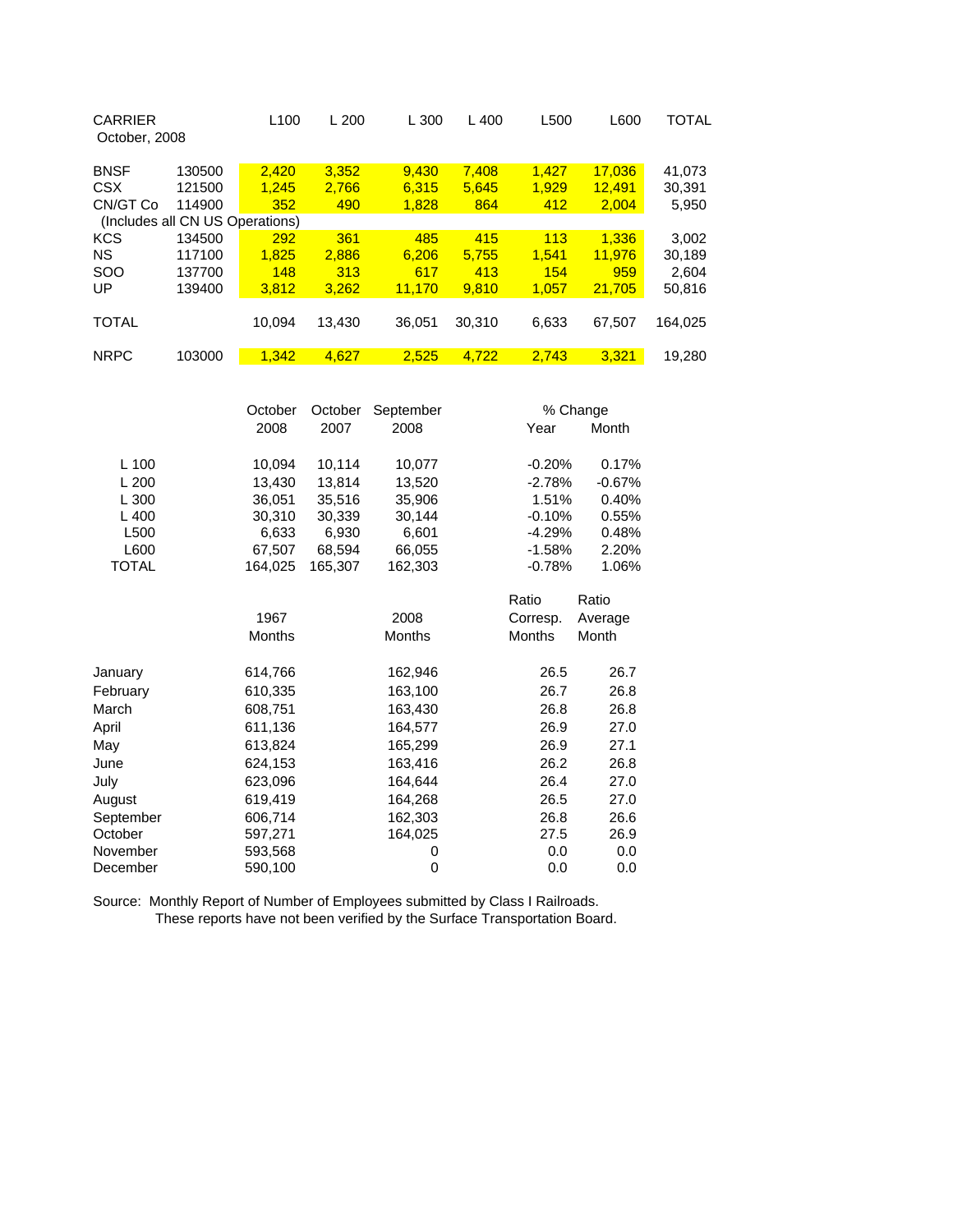| CARRIER October, 2008 | | L100 | L 200 | L 300 | L 400 | L500 | L600 | TOTAL |
|---|---|---|---|---|---|---|---|---|
| BNSF | 130500 | 2,420 | 3,352 | 9,430 | 7,408 | 1,427 | 17,036 | 41,073 |
| CSX | 121500 | 1,245 | 2,766 | 6,315 | 5,645 | 1,929 | 12,491 | 30,391 |
| CN/GT Co | 114900 | 352 | 490 | 1,828 | 864 | 412 | 2,004 | 5,950 |
| (Includes all CN US Operations) | | | | | | | | |
| KCS | 134500 | 292 | 361 | 485 | 415 | 113 | 1,336 | 3,002 |
| NS | 117100 | 1,825 | 2,886 | 6,206 | 5,755 | 1,541 | 11,976 | 30,189 |
| SOO | 137700 | 148 | 313 | 617 | 413 | 154 | 959 | 2,604 |
| UP | 139400 | 3,812 | 3,262 | 11,170 | 9,810 | 1,057 | 21,705 | 50,816 |
| TOTAL | | 10,094 | 13,430 | 36,051 | 30,310 | 6,633 | 67,507 | 164,025 |
| NRPC | 103000 | 1,342 | 4,627 | 2,525 | 4,722 | 2,743 | 3,321 | 19,280 |

| | October 2008 | October 2007 | September 2008 | % Change Year | % Change Month |
|---|---|---|---|---|---|
| L 100 | 10,094 | 10,114 | 10,077 | -0.20% | 0.17% |
| L 200 | 13,430 | 13,814 | 13,520 | -2.78% | -0.67% |
| L 300 | 36,051 | 35,516 | 35,906 | 1.51% | 0.40% |
| L 400 | 30,310 | 30,339 | 30,144 | -0.10% | 0.55% |
| L500 | 6,633 | 6,930 | 6,601 | -4.29% | 0.48% |
| L600 | 67,507 | 68,594 | 66,055 | -1.58% | 2.20% |
| TOTAL | 164,025 | 165,307 | 162,303 | -0.78% | 1.06% |

| | 1967 Months | 2008 Months | Ratio Corresp. Months | Ratio Average Month |
|---|---|---|---|---|
| January | 614,766 | 162,946 | 26.5 | 26.7 |
| February | 610,335 | 163,100 | 26.7 | 26.8 |
| March | 608,751 | 163,430 | 26.8 | 26.8 |
| April | 611,136 | 164,577 | 26.9 | 27.0 |
| May | 613,824 | 165,299 | 26.9 | 27.1 |
| June | 624,153 | 163,416 | 26.2 | 26.8 |
| July | 623,096 | 164,644 | 26.4 | 27.0 |
| August | 619,419 | 164,268 | 26.5 | 27.0 |
| September | 606,714 | 162,303 | 26.8 | 26.6 |
| October | 597,271 | 164,025 | 27.5 | 26.9 |
| November | 593,568 | 0 | 0.0 | 0.0 |
| December | 590,100 | 0 | 0.0 | 0.0 |

Source: Monthly Report of Number of Employees submitted by Class I Railroads.
These reports have not been verified by the Surface Transportation Board.